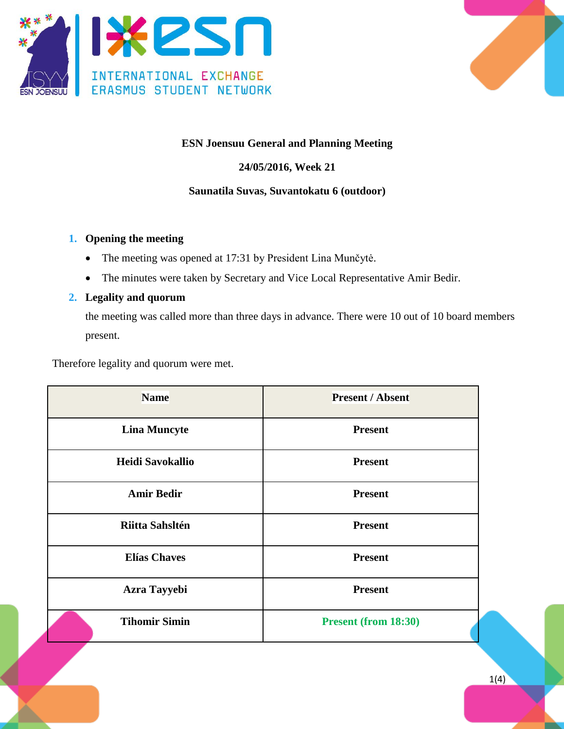**ESN Joensuu General and Planning Meeting**

**24/05/2016, Week 21**

**Saunatila Suvas, Suvantokatu 6 (outdoor)**

1. **Opening the meeting**
   - The meeting was opened at 17:31 by President Lina Munčytė.
   - The minutes were taken by Secretary and Vice Local Representative Amir Bedir.
2. **Legality and quorum**

   the meeting was called more than three days in advance. There were 10 out of 10 board members present.

Therefore legality and quorum were met.

| Name | Present / Absent |
|---|---|
| **Lina Muncyte** | **Present** |
| **Heidi Savokallio** | **Present** |
| **Amir Bedir** | **Present** |
| **Riitta Sahsltén** | **Present** |
| **Elías Chaves** | **Present** |
| **Azra Tayyebi** | **Present** |
| **Tihomir Simin** | **Present (from 18:30)** |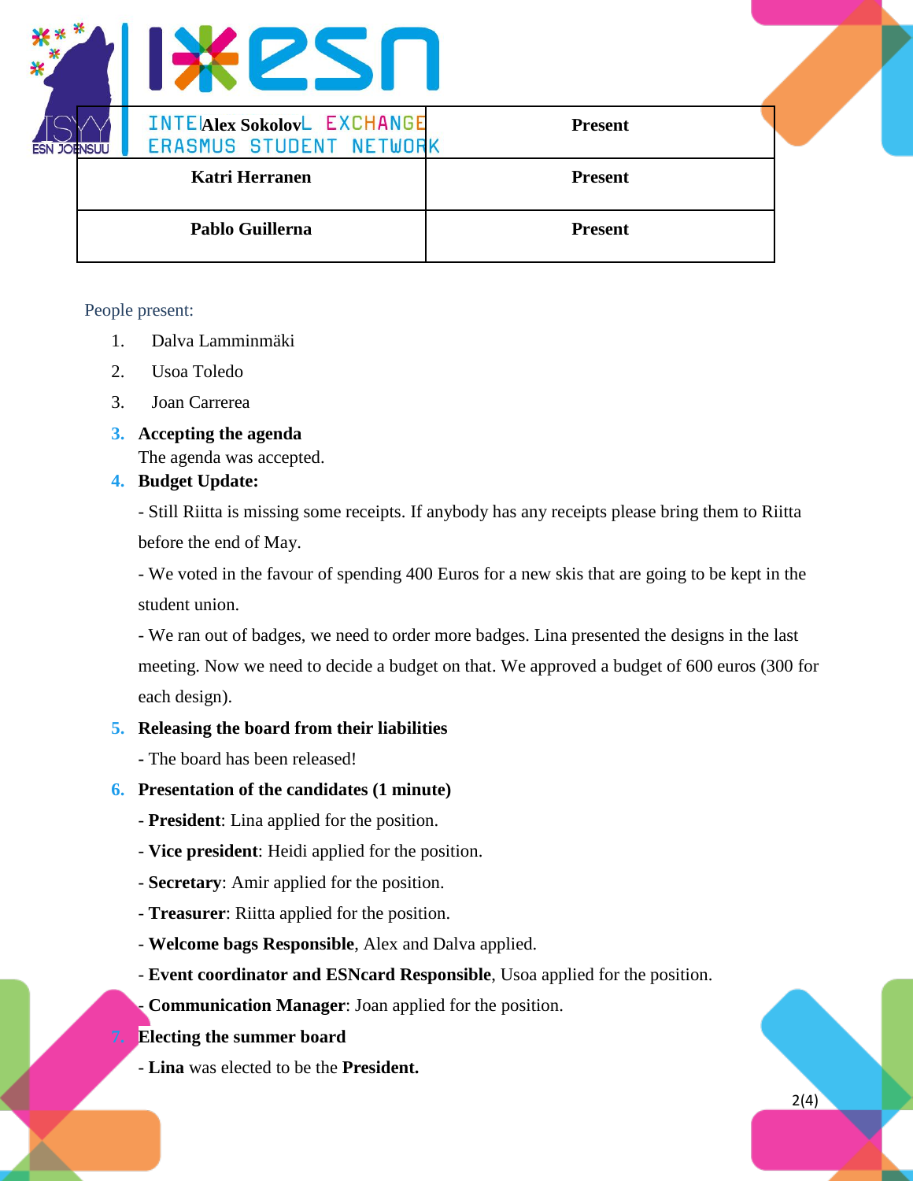| Alex Sokolov | Present |
|---|---|
| Katri Herranen | Present |
| Pablo Guillerna | Present |

People present:

1. Dalva Lamminmäki
2. Usoa Toledo
3. Joan Carrerea

3. **Accepting the agenda**
   The agenda was accepted.

4. **Budget Update:**

   - Still Riitta is missing some receipts. If anybody has any receipts please bring them to Riitta before the end of May.

   - We voted in the favour of spending 400 Euros for a new skis that are going to be kept in the student union.

   - We ran out of badges, we need to order more badges. Lina presented the designs in the last meeting. Now we need to decide a budget on that. We approved a budget of 600 euros (300 for each design).

5. **Releasing the board from their liabilities**

   - The board has been released!

6. **Presentation of the candidates (1 minute)**

   - **President**: Lina applied for the position.
   - **Vice president**: Heidi applied for the position.
   - **Secretary**: Amir applied for the position.
   - **Treasurer**: Riitta applied for the position.
   - **Welcome bags Responsible**, Alex and Dalva applied.
   - **Event coordinator and ESNcard Responsible**, Usoa applied for the position.
   - **Communication Manager**: Joan applied for the position.

7. **Electing the summer board**

   - **Lina** was elected to be the **President.**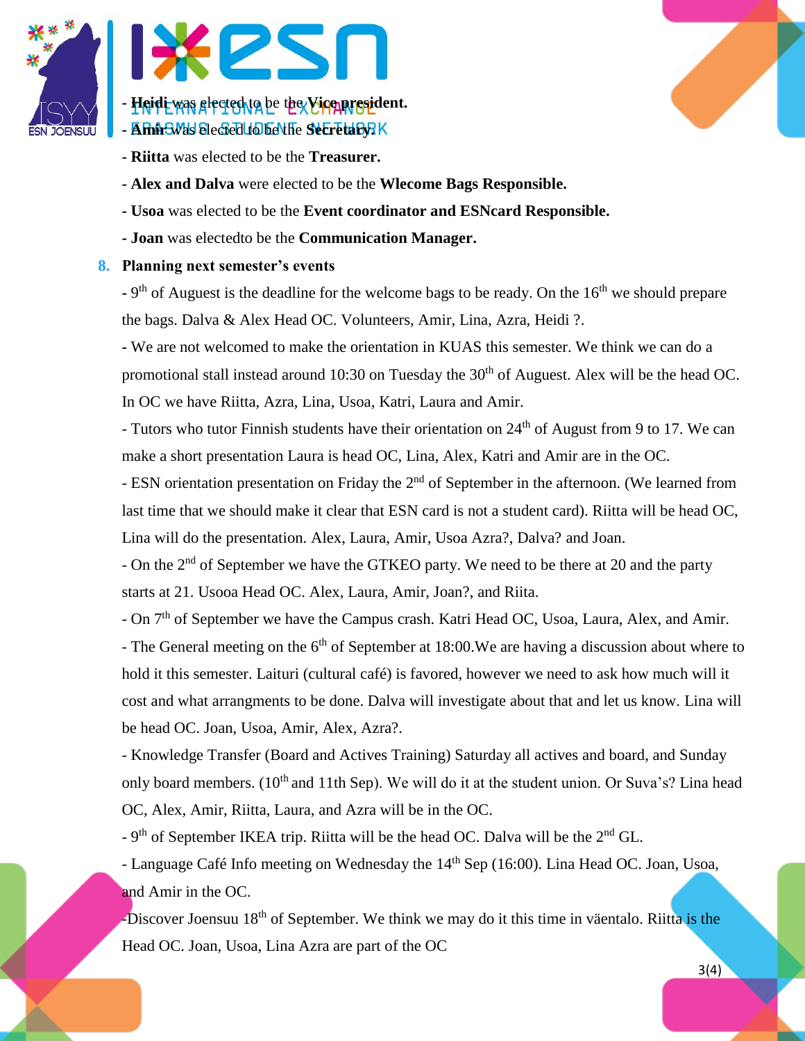- **Heidi** was elected to be the **Vice president.**

- **Amir** was elected to be the **Secretary.**

- **Riitta** was elected to be the **Treasurer.**

- **Alex and Dalva** were elected to be the **Wlecome Bags Responsible.**

- **Usoa** was elected to be the **Event coordinator and ESNcard Responsible.**

- **Joan** was electedto be the **Communication Manager.**

## 8. Planning next semester's events

- 9th of Auguest is the deadline for the welcome bags to be ready. On the 16th we should prepare the bags. Dalva & Alex Head OC. Volunteers, Amir, Lina, Azra, Heidi ?.

- We are not welcomed to make the orientation in KUAS this semester. We think we can do a promotional stall instead around 10:30 on Tuesday the 30th of Auguest. Alex will be the head OC. In OC we have Riitta, Azra, Lina, Usoa, Katri, Laura and Amir.

- Tutors who tutor Finnish students have their orientation on 24th of August from 9 to 17. We can make a short presentation Laura is head OC, Lina, Alex, Katri and Amir are in the OC.

- ESN orientation presentation on Friday the 2nd of September in the afternoon. (We learned from last time that we should make it clear that ESN card is not a student card). Riitta will be head OC, Lina will do the presentation. Alex, Laura, Amir, Usoa Azra?, Dalva? and Joan.

- On the 2nd of September we have the GTKEO party. We need to be there at 20 and the party starts at 21. Usooa Head OC. Alex, Laura, Amir, Joan?, and Riita.

- On 7th of September we have the Campus crash. Katri Head OC, Usoa, Laura, Alex, and Amir.

- The General meeting on the 6th of September at 18:00.We are having a discussion about where to hold it this semester. Laituri (cultural café) is favored, however we need to ask how much will it cost and what arrangments to be done. Dalva will investigate about that and let us know. Lina will be head OC. Joan, Usoa, Amir, Alex, Azra?.

- Knowledge Transfer (Board and Actives Training) Saturday all actives and board, and Sunday only board members. (10th and 11th Sep). We will do it at the student union. Or Suva's? Lina head OC, Alex, Amir, Riitta, Laura, and Azra will be in the OC.

- 9th of September IKEA trip. Riitta will be the head OC. Dalva will be the 2nd GL.

- Language Café Info meeting on Wednesday the 14th Sep (16:00). Lina Head OC. Joan, Usoa, and Amir in the OC.

-Discover Joensuu 18th of September. We think we may do it this time in väentalo. Riitta is the Head OC. Joan, Usoa, Lina Azra are part of the OC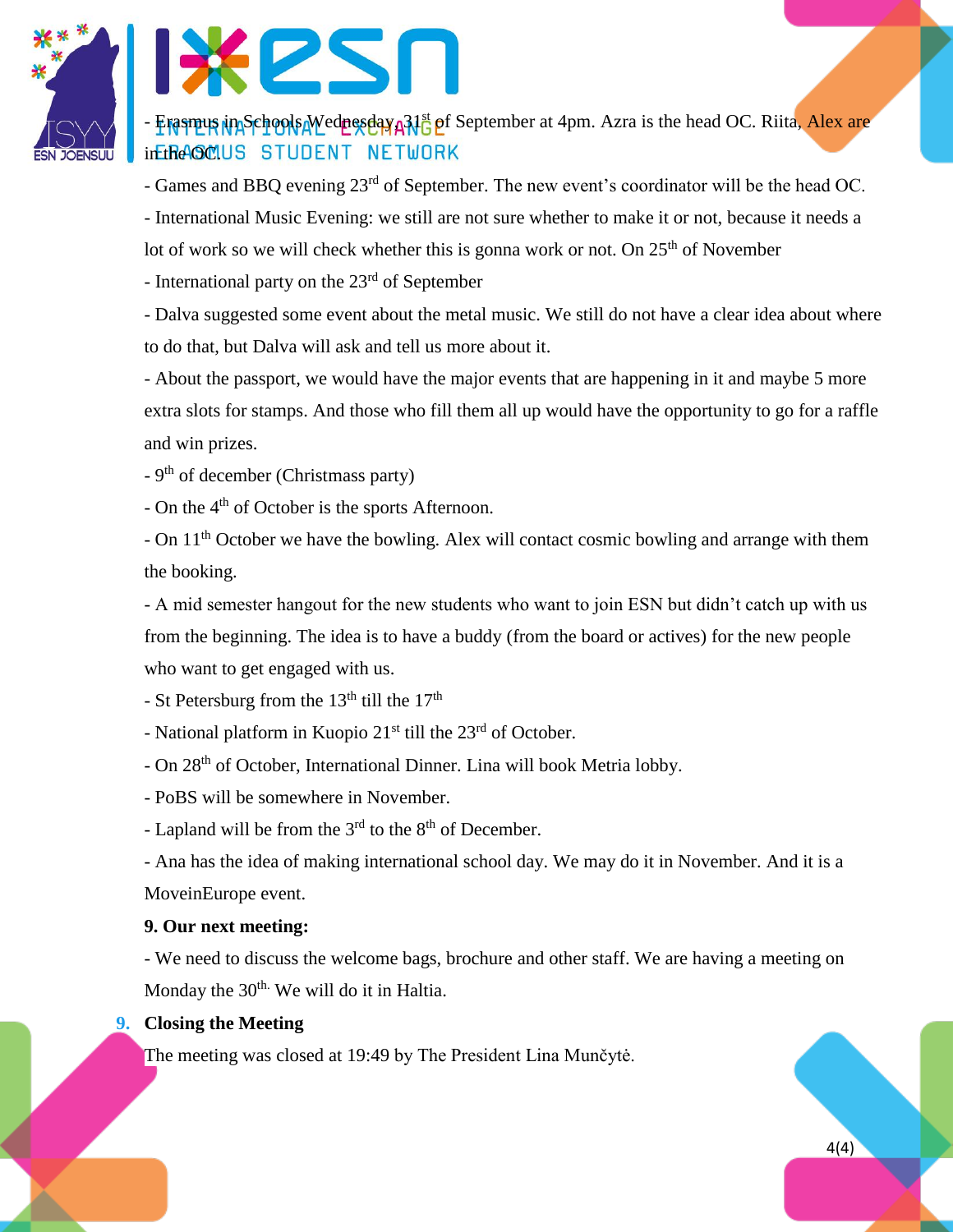- Erasmus in Schools Wednesday, 31st of September at 4pm. Azra is the head OC. Riita, Alex are in the OC.

- Games and BBQ evening 23rd of September. The new event's coordinator will be the head OC.

- International Music Evening: we still are not sure whether to make it or not, because it needs a lot of work so we will check whether this is gonna work or not. On 25th of November

- International party on the 23rd of September

- Dalva suggested some event about the metal music. We still do not have a clear idea about where to do that, but Dalva will ask and tell us more about it.

- About the passport, we would have the major events that are happening in it and maybe 5 more extra slots for stamps. And those who fill them all up would have the opportunity to go for a raffle and win prizes.

- 9th of december (Christmass party)

- On the 4th of October is the sports Afternoon.

- On 11th October we have the bowling. Alex will contact cosmic bowling and arrange with them the booking.

- A mid semester hangout for the new students who want to join ESN but didn't catch up with us from the beginning. The idea is to have a buddy (from the board or actives) for the new people who want to get engaged with us.

- St Petersburg from the 13th till the 17th

- National platform in Kuopio 21st till the 23rd of October.

- On 28th of October, International Dinner. Lina will book Metria lobby.

- PoBS will be somewhere in November.

- Lapland will be from the 3rd to the 8th of December.

- Ana has the idea of making international school day. We may do it in November. And it is a MoveinEurope event.

**9. Our next meeting:**

- We need to discuss the welcome bags, brochure and other staff. We are having a meeting on Monday the 30th. We will do it in Haltia.

## 9. Closing the Meeting

The meeting was closed at 19:49 by The President Lina Mučytė.